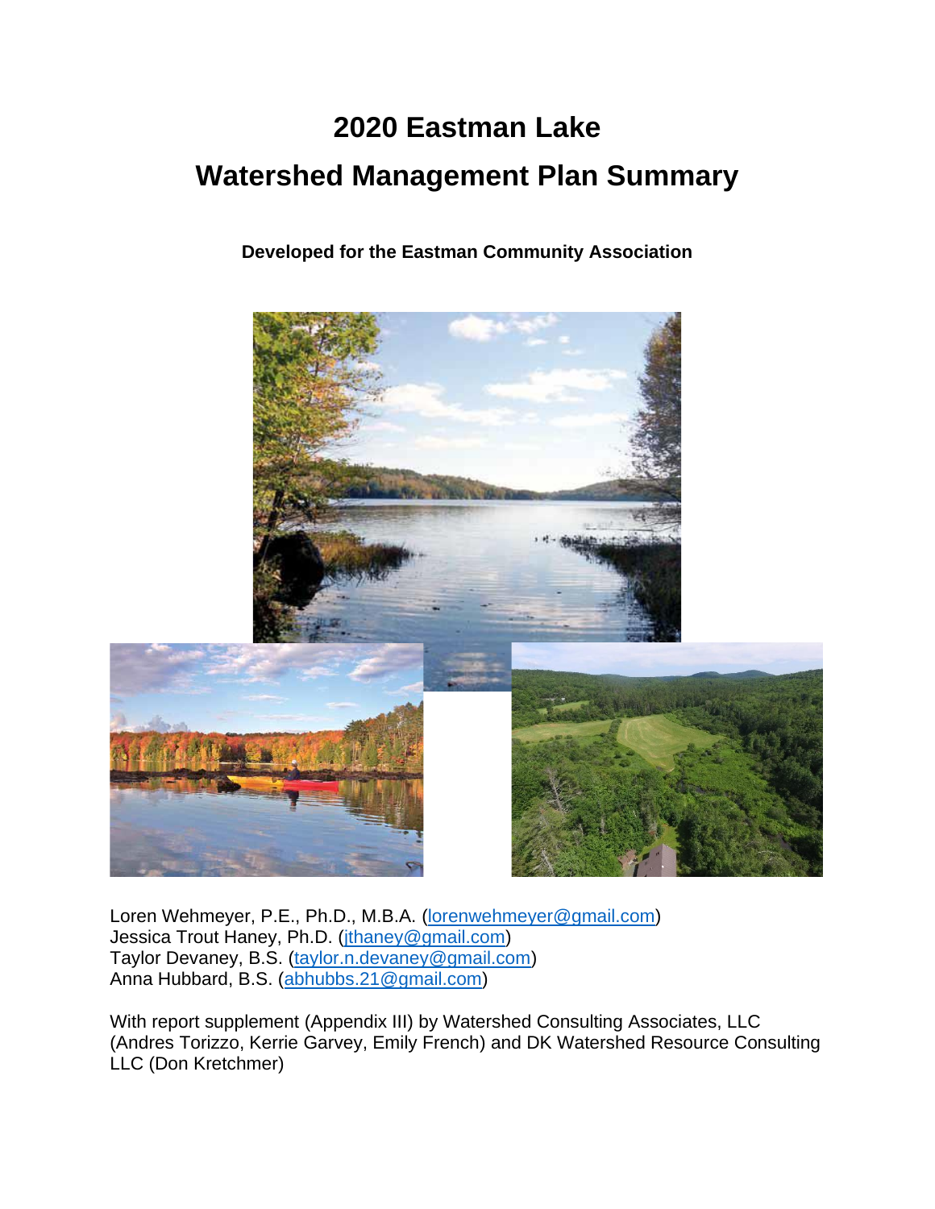# 2020 Eastman Lake

# Watershed Management Plan Summary

**Developed for the Eastman Community Association**

Loren Wehmeyer, P.E., Ph.D., M.B.A. (lorenwehmeyer@gmail.com)
Jessica Trout Haney, Ph.D. (jthaney@gmail.com)
Taylor Devaney, B.S. (taylor.n.devaney@gmail.com)
Anna Hubbard, B.S. (abhubbs.21@gmail.com)

With report supplement (Appendix III) by Watershed Consulting Associates, LLC (Andres Torizzo, Kerrie Garvey, Emily French) and DK Watershed Resource Consulting LLC (Don Kretchmer)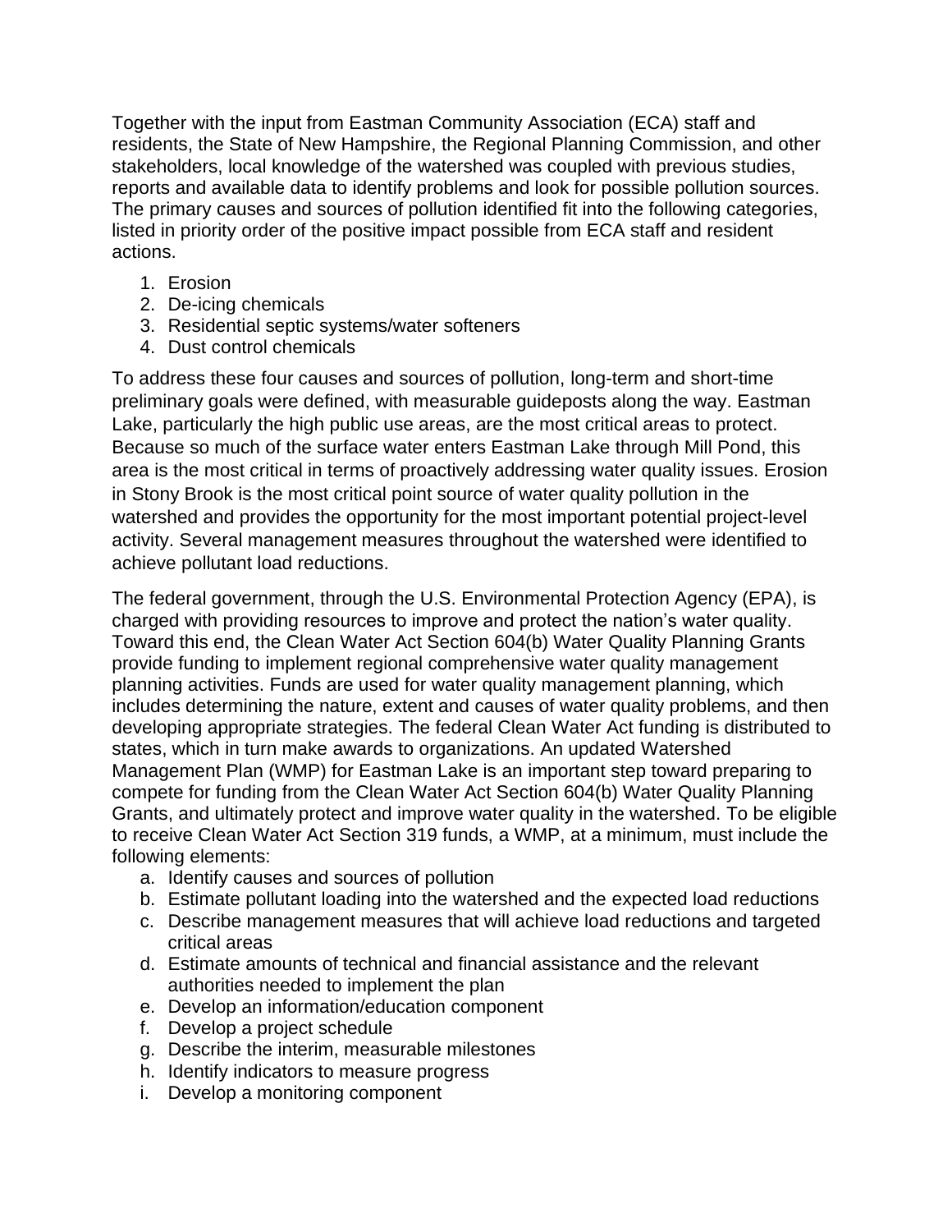Together with the input from Eastman Community Association (ECA) staff and residents, the State of New Hampshire, the Regional Planning Commission, and other stakeholders, local knowledge of the watershed was coupled with previous studies, reports and available data to identify problems and look for possible pollution sources. The primary causes and sources of pollution identified fit into the following categories, listed in priority order of the positive impact possible from ECA staff and resident actions.

1. Erosion
2. De-icing chemicals
3. Residential septic systems/water softeners
4. Dust control chemicals

To address these four causes and sources of pollution, long-term and short-time preliminary goals were defined, with measurable guideposts along the way. Eastman Lake, particularly the high public use areas, are the most critical areas to protect. Because so much of the surface water enters Eastman Lake through Mill Pond, this area is the most critical in terms of proactively addressing water quality issues. Erosion in Stony Brook is the most critical point source of water quality pollution in the watershed and provides the opportunity for the most important potential project-level activity. Several management measures throughout the watershed were identified to achieve pollutant load reductions.

The federal government, through the U.S. Environmental Protection Agency (EPA), is charged with providing resources to improve and protect the nation's water quality. Toward this end, the Clean Water Act Section 604(b) Water Quality Planning Grants provide funding to implement regional comprehensive water quality management planning activities. Funds are used for water quality management planning, which includes determining the nature, extent and causes of water quality problems, and then developing appropriate strategies. The federal Clean Water Act funding is distributed to states, which in turn make awards to organizations. An updated Watershed Management Plan (WMP) for Eastman Lake is an important step toward preparing to compete for funding from the Clean Water Act Section 604(b) Water Quality Planning Grants, and ultimately protect and improve water quality in the watershed. To be eligible to receive Clean Water Act Section 319 funds, a WMP, at a minimum, must include the following elements:

a. Identify causes and sources of pollution
b. Estimate pollutant loading into the watershed and the expected load reductions
c. Describe management measures that will achieve load reductions and targeted critical areas
d. Estimate amounts of technical and financial assistance and the relevant authorities needed to implement the plan
e. Develop an information/education component
f. Develop a project schedule
g. Describe the interim, measurable milestones
h. Identify indicators to measure progress
i. Develop a monitoring component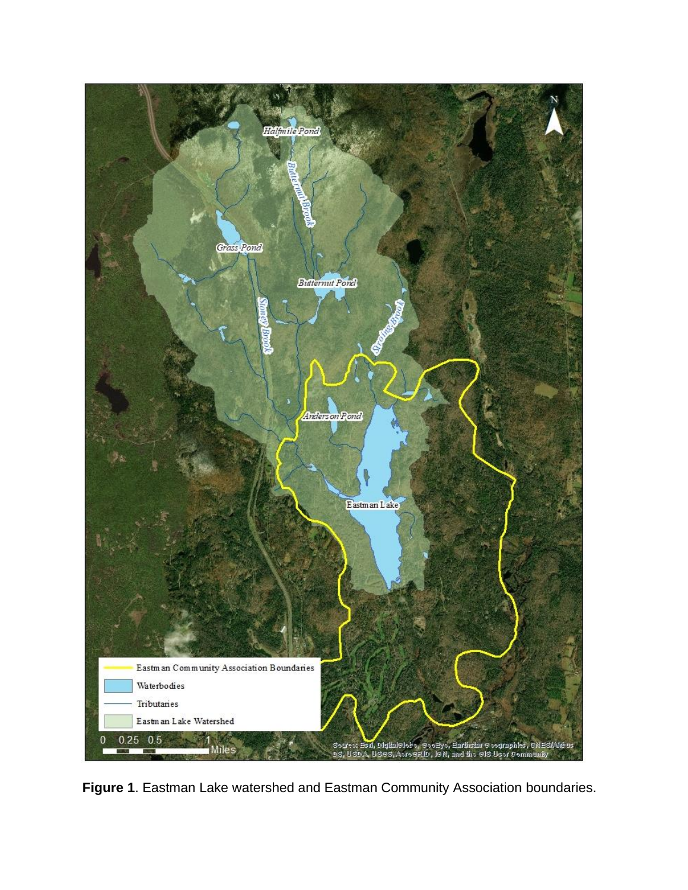**Figure 1**. Eastman Lake watershed and Eastman Community Association boundaries.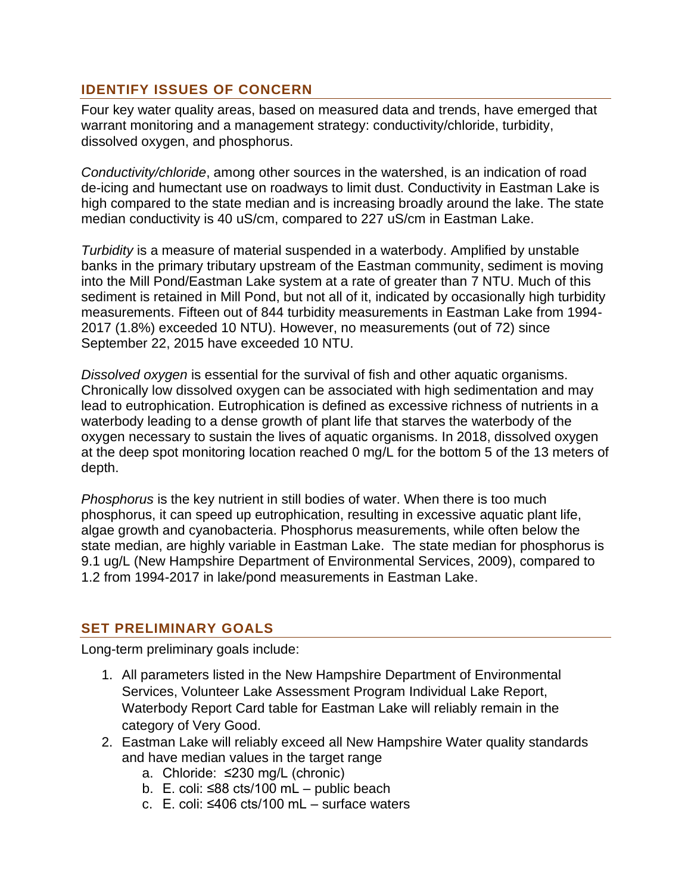## IDENTIFY ISSUES OF CONCERN

Four key water quality areas, based on measured data and trends, have emerged that warrant monitoring and a management strategy: conductivity/chloride, turbidity, dissolved oxygen, and phosphorus.

*Conductivity/chloride*, among other sources in the watershed, is an indication of road de-icing and humectant use on roadways to limit dust. Conductivity in Eastman Lake is high compared to the state median and is increasing broadly around the lake. The state median conductivity is 40 uS/cm, compared to 227 uS/cm in Eastman Lake.

*Turbidity* is a measure of material suspended in a waterbody. Amplified by unstable banks in the primary tributary upstream of the Eastman community, sediment is moving into the Mill Pond/Eastman Lake system at a rate of greater than 7 NTU. Much of this sediment is retained in Mill Pond, but not all of it, indicated by occasionally high turbidity measurements. Fifteen out of 844 turbidity measurements in Eastman Lake from 1994-2017 (1.8%) exceeded 10 NTU). However, no measurements (out of 72) since September 22, 2015 have exceeded 10 NTU.

*Dissolved oxygen* is essential for the survival of fish and other aquatic organisms. Chronically low dissolved oxygen can be associated with high sedimentation and may lead to eutrophication. Eutrophication is defined as excessive richness of nutrients in a waterbody leading to a dense growth of plant life that starves the waterbody of the oxygen necessary to sustain the lives of aquatic organisms. In 2018, dissolved oxygen at the deep spot monitoring location reached 0 mg/L for the bottom 5 of the 13 meters of depth.

*Phosphorus* is the key nutrient in still bodies of water. When there is too much phosphorus, it can speed up eutrophication, resulting in excessive aquatic plant life, algae growth and cyanobacteria. Phosphorus measurements, while often below the state median, are highly variable in Eastman Lake. The state median for phosphorus is 9.1 ug/L (New Hampshire Department of Environmental Services, 2009), compared to 1.2 from 1994-2017 in lake/pond measurements in Eastman Lake.

## SET PRELIMINARY GOALS

Long-term preliminary goals include:

1. All parameters listed in the New Hampshire Department of Environmental Services, Volunteer Lake Assessment Program Individual Lake Report, Waterbody Report Card table for Eastman Lake will reliably remain in the category of Very Good.
2. Eastman Lake will reliably exceed all New Hampshire Water quality standards and have median values in the target range
    a. Chloride: ≤230 mg/L (chronic)
    b. E. coli: ≤88 cts/100 mL – public beach
    c. E. coli: ≤406 cts/100 mL – surface waters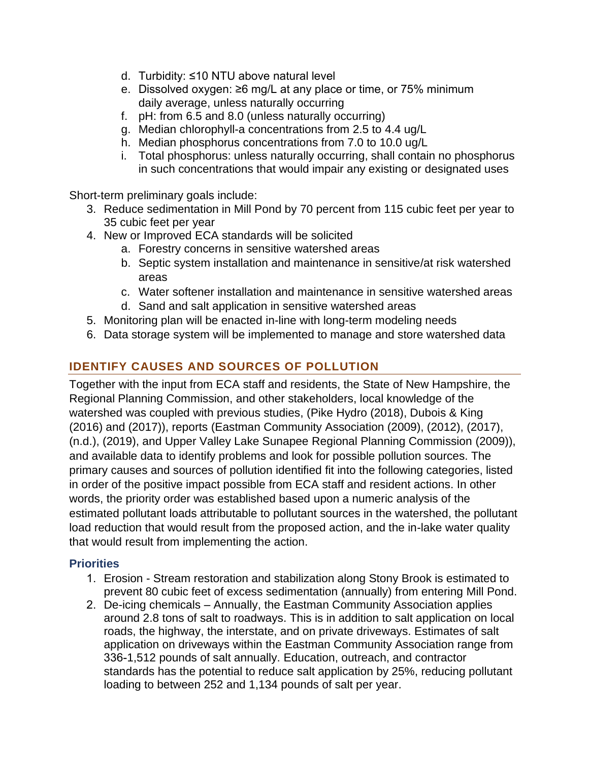d. Turbidity: ≤10 NTU above natural level
e. Dissolved oxygen: ≥6 mg/L at any place or time, or 75% minimum daily average, unless naturally occurring
f. pH: from 6.5 and 8.0 (unless naturally occurring)
g. Median chlorophyll-a concentrations from 2.5 to 4.4 ug/L
h. Median phosphorus concentrations from 7.0 to 10.0 ug/L
i. Total phosphorus: unless naturally occurring, shall contain no phosphorus in such concentrations that would impair any existing or designated uses

Short-term preliminary goals include:

3. Reduce sedimentation in Mill Pond by 70 percent from 115 cubic feet per year to 35 cubic feet per year
4. New or Improved ECA standards will be solicited
    a. Forestry concerns in sensitive watershed areas
    b. Septic system installation and maintenance in sensitive/at risk watershed areas
    c. Water softener installation and maintenance in sensitive watershed areas
    d. Sand and salt application in sensitive watershed areas
5. Monitoring plan will be enacted in-line with long-term modeling needs
6. Data storage system will be implemented to manage and store watershed data

## IDENTIFY CAUSES AND SOURCES OF POLLUTION

Together with the input from ECA staff and residents, the State of New Hampshire, the Regional Planning Commission, and other stakeholders, local knowledge of the watershed was coupled with previous studies, (Pike Hydro (2018), Dubois & King (2016) and (2017)), reports (Eastman Community Association (2009), (2012), (2017), (n.d.), (2019), and Upper Valley Lake Sunapee Regional Planning Commission (2009)), and available data to identify problems and look for possible pollution sources. The primary causes and sources of pollution identified fit into the following categories, listed in order of the positive impact possible from ECA staff and resident actions. In other words, the priority order was established based upon a numeric analysis of the estimated pollutant loads attributable to pollutant sources in the watershed, the pollutant load reduction that would result from the proposed action, and the in-lake water quality that would result from implementing the action.

### Priorities

1. Erosion - Stream restoration and stabilization along Stony Brook is estimated to prevent 80 cubic feet of excess sedimentation (annually) from entering Mill Pond.
2. De-icing chemicals – Annually, the Eastman Community Association applies around 2.8 tons of salt to roadways. This is in addition to salt application on local roads, the highway, the interstate, and on private driveways. Estimates of salt application on driveways within the Eastman Community Association range from 336-1,512 pounds of salt annually. Education, outreach, and contractor standards has the potential to reduce salt application by 25%, reducing pollutant loading to between 252 and 1,134 pounds of salt per year.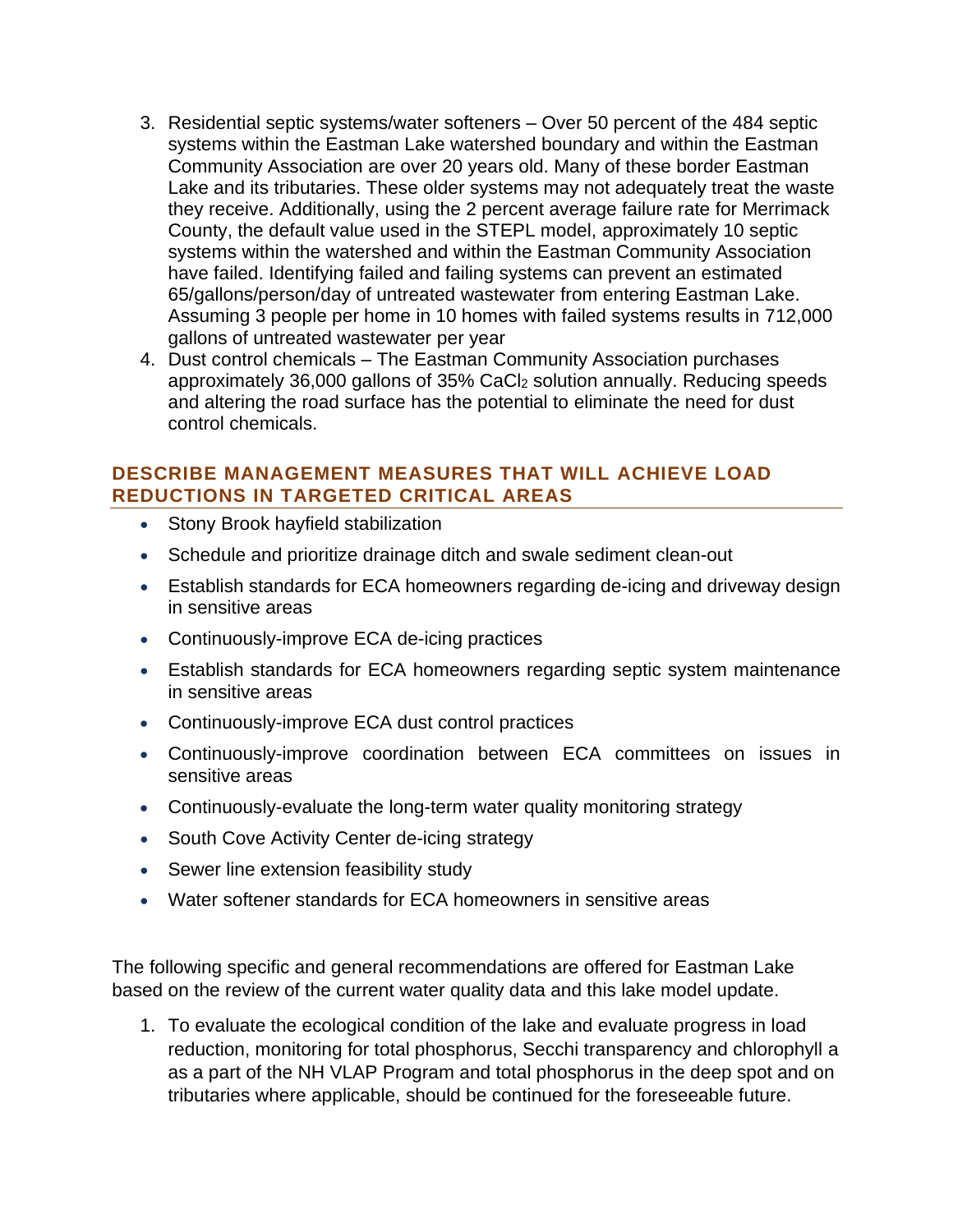3. Residential septic systems/water softeners – Over 50 percent of the 484 septic systems within the Eastman Lake watershed boundary and within the Eastman Community Association are over 20 years old. Many of these border Eastman Lake and its tributaries. These older systems may not adequately treat the waste they receive. Additionally, using the 2 percent average failure rate for Merrimack County, the default value used in the STEPL model, approximately 10 septic systems within the watershed and within the Eastman Community Association have failed. Identifying failed and failing systems can prevent an estimated 65/gallons/person/day of untreated wastewater from entering Eastman Lake. Assuming 3 people per home in 10 homes with failed systems results in 712,000 gallons of untreated wastewater per year
4. Dust control chemicals – The Eastman Community Association purchases approximately 36,000 gallons of 35% $CaCl_2$ solution annually. Reducing speeds and altering the road surface has the potential to eliminate the need for dust control chemicals.

## DESCRIBE MANAGEMENT MEASURES THAT WILL ACHIEVE LOAD REDUCTIONS IN TARGETED CRITICAL AREAS

- Stony Brook hayfield stabilization
- Schedule and prioritize drainage ditch and swale sediment clean-out
- Establish standards for ECA homeowners regarding de-icing and driveway design in sensitive areas
- Continuously-improve ECA de-icing practices
- Establish standards for ECA homeowners regarding septic system maintenance in sensitive areas
- Continuously-improve ECA dust control practices
- Continuously-improve coordination between ECA committees on issues in sensitive areas
- Continuously-evaluate the long-term water quality monitoring strategy
- South Cove Activity Center de-icing strategy
- Sewer line extension feasibility study
- Water softener standards for ECA homeowners in sensitive areas

The following specific and general recommendations are offered for Eastman Lake based on the review of the current water quality data and this lake model update.

1. To evaluate the ecological condition of the lake and evaluate progress in load reduction, monitoring for total phosphorus, Secchi transparency and chlorophyll a as a part of the NH VLAP Program and total phosphorus in the deep spot and on tributaries where applicable, should be continued for the foreseeable future.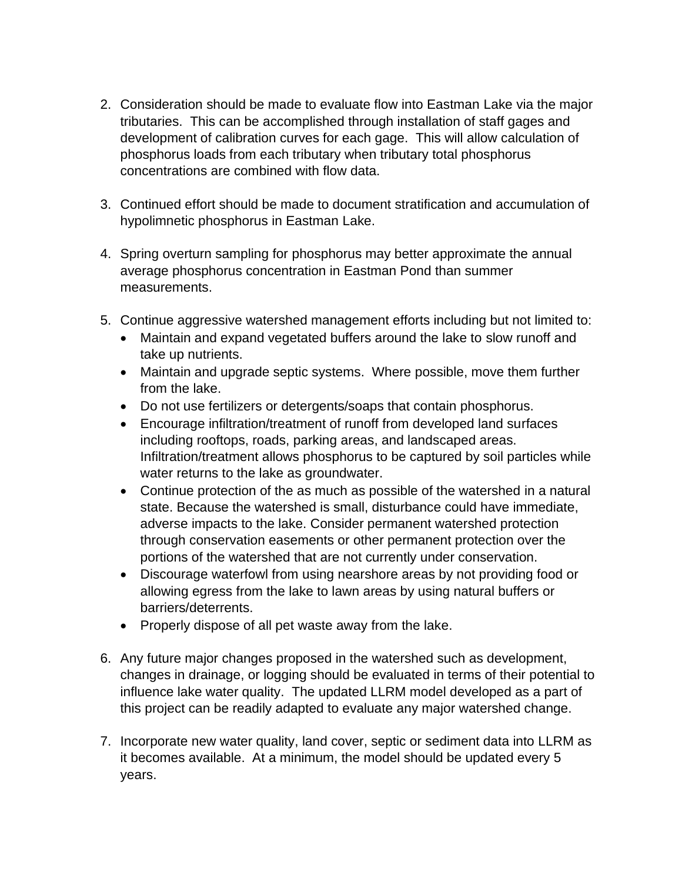2. Consideration should be made to evaluate flow into Eastman Lake via the major tributaries. This can be accomplished through installation of staff gages and development of calibration curves for each gage. This will allow calculation of phosphorus loads from each tributary when tributary total phosphorus concentrations are combined with flow data.

3. Continued effort should be made to document stratification and accumulation of hypolimnetic phosphorus in Eastman Lake.

4. Spring overturn sampling for phosphorus may better approximate the annual average phosphorus concentration in Eastman Pond than summer measurements.

5. Continue aggressive watershed management efforts including but not limited to:
   - Maintain and expand vegetated buffers around the lake to slow runoff and take up nutrients.
   - Maintain and upgrade septic systems. Where possible, move them further from the lake.
   - Do not use fertilizers or detergents/soaps that contain phosphorus.
   - Encourage infiltration/treatment of runoff from developed land surfaces including rooftops, roads, parking areas, and landscaped areas. Infiltration/treatment allows phosphorus to be captured by soil particles while water returns to the lake as groundwater.
   - Continue protection of the as much as possible of the watershed in a natural state. Because the watershed is small, disturbance could have immediate, adverse impacts to the lake. Consider permanent watershed protection through conservation easements or other permanent protection over the portions of the watershed that are not currently under conservation.
   - Discourage waterfowl from using nearshore areas by not providing food or allowing egress from the lake to lawn areas by using natural buffers or barriers/deterrents.
   - Properly dispose of all pet waste away from the lake.

6. Any future major changes proposed in the watershed such as development, changes in drainage, or logging should be evaluated in terms of their potential to influence lake water quality. The updated LLRM model developed as a part of this project can be readily adapted to evaluate any major watershed change.

7. Incorporate new water quality, land cover, septic or sediment data into LLRM as it becomes available. At a minimum, the model should be updated every 5 years.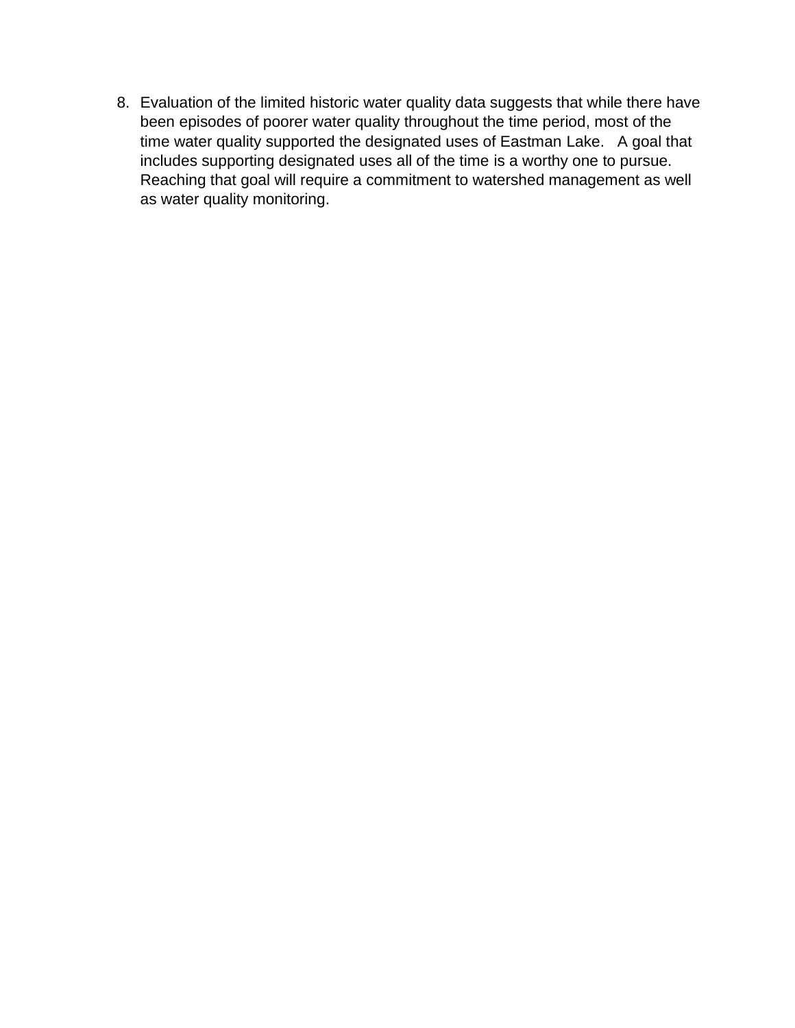8. Evaluation of the limited historic water quality data suggests that while there have been episodes of poorer water quality throughout the time period, most of the time water quality supported the designated uses of Eastman Lake. A goal that includes supporting designated uses all of the time is a worthy one to pursue. Reaching that goal will require a commitment to watershed management as well as water quality monitoring.